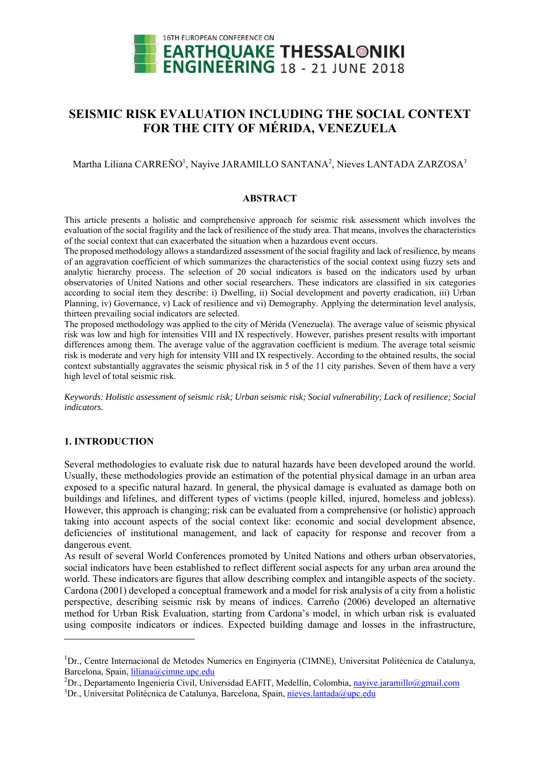# SEISMIC RISK EVALUATION INCLUDING THE SOCIAL CONTEXT FOR THE CITY OF MÉRIDA, VENEZUELA

Martha Liliana CARREÑO[1], Nayive JARAMILLO SANTANA[2], Nieves LANTADA ZARZOSA[3]

## ABSTRACT

This article presents a holistic and comprehensive approach for seismic risk assessment which involves the evaluation of the social fragility and the lack of resilience of the study area. That means, involves the characteristics of the social context that can exacerbated the situation when a hazardous event occurs.

The proposed methodology allows a standardized assessment of the social fragility and lack of resilience, by means of an aggravation coefficient of which summarizes the characteristics of the social context using fuzzy sets and analytic hierarchy process. The selection of 20 social indicators is based on the indicators used by urban observatories of United Nations and other social researchers. These indicators are classified in six categories according to social item they describe: i) Dwelling, ii) Social development and poverty eradication, iii) Urban Planning, iv) Governance, v) Lack of resilience and vi) Demography. Applying the determination level analysis, thirteen prevailing social indicators are selected.

The proposed methodology was applied to the city of Mérida (Venezuela). The average value of seismic physical risk was low and high for intensities VIII and IX respectively. However, parishes present results with important differences among them. The average value of the aggravation coefficient is medium. The average total seismic risk is moderate and very high for intensity VIII and IX respectively. According to the obtained results, the social context substantially aggravates the seismic physical risk in 5 of the 11 city parishes. Seven of them have a very high level of total seismic risk.

*Keywords: Holistic assessment of seismic risk; Urban seismic risk; Social vulnerability; Lack of resilience; Social indicators.*

## 1. INTRODUCTION

Several methodologies to evaluate risk due to natural hazards have been developed around the world. Usually, these methodologies provide an estimation of the potential physical damage in an urban area exposed to a specific natural hazard. In general, the physical damage is evaluated as damage both on buildings and lifelines, and different types of victims (people killed, injured, homeless and jobless). However, this approach is changing; risk can be evaluated from a comprehensive (or holistic) approach taking into account aspects of the social context like: economic and social development absence, deficiencies of institutional management, and lack of capacity for response and recover from a dangerous event.

As result of several World Conferences promoted by United Nations and others urban observatories, social indicators have been established to reflect different social aspects for any urban area around the world. These indicators are figures that allow describing complex and intangible aspects of the society. Cardona (2001) developed a conceptual framework and a model for risk analysis of a city from a holistic perspective, describing seismic risk by means of indices. Carreño (2006) developed an alternative method for Urban Risk Evaluation, starting from Cardona's model, in which urban risk is evaluated using composite indicators or indices. Expected building damage and losses in the infrastructure,

---

[1]Dr., Centre Internacional de Metodes Numerics en Enginyeria (CIMNE), Universitat Politècnica de Catalunya, Barcelona, Spain, liliana@cimne.upc.edu

[2]Dr., Departamento Ingeniería Civil, Universidad EAFIT, Medellín, Colombia, nayive.jaramillo@gmail.com

[3]Dr., Universitat Politècnica de Catalunya, Barcelona, Spain, nieves.lantada@upc.edu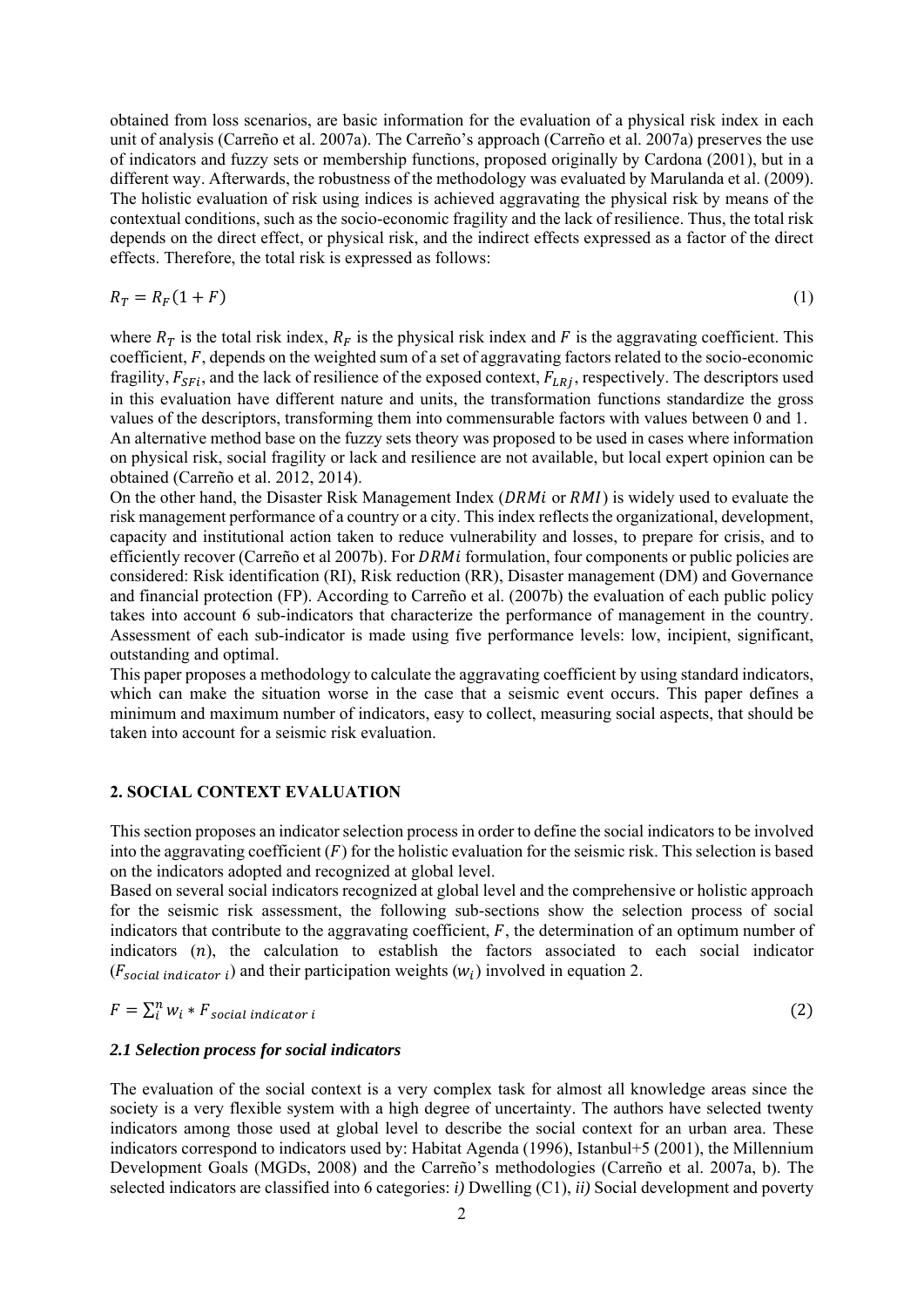obtained from loss scenarios, are basic information for the evaluation of a physical risk index in each unit of analysis (Carreño et al. 2007a). The Carreño's approach (Carreño et al. 2007a) preserves the use of indicators and fuzzy sets or membership functions, proposed originally by Cardona (2001), but in a different way. Afterwards, the robustness of the methodology was evaluated by Marulanda et al. (2009). The holistic evaluation of risk using indices is achieved aggravating the physical risk by means of the contextual conditions, such as the socio-economic fragility and the lack of resilience. Thus, the total risk depends on the direct effect, or physical risk, and the indirect effects expressed as a factor of the direct effects. Therefore, the total risk is expressed as follows:

$$R_T = R_F(1 + F) \tag{1}$$

where $R_T$ is the total risk index, $R_F$ is the physical risk index and $F$ is the aggravating coefficient. This coefficient, $F$, depends on the weighted sum of a set of aggravating factors related to the socio-economic fragility, $F_{SFi}$, and the lack of resilience of the exposed context, $F_{LRj}$, respectively. The descriptors used in this evaluation have different nature and units, the transformation functions standardize the gross values of the descriptors, transforming them into commensurable factors with values between 0 and 1.

An alternative method base on the fuzzy sets theory was proposed to be used in cases where information on physical risk, social fragility or lack and resilience are not available, but local expert opinion can be obtained (Carreño et al. 2012, 2014).

On the other hand, the Disaster Risk Management Index ($DRMi$ or $RMI$) is widely used to evaluate the risk management performance of a country or a city. This index reflects the organizational, development, capacity and institutional action taken to reduce vulnerability and losses, to prepare for crisis, and to efficiently recover (Carreño et al 2007b). For $DRMi$ formulation, four components or public policies are considered: Risk identification (RI), Risk reduction (RR), Disaster management (DM) and Governance and financial protection (FP). According to Carreño et al. (2007b) the evaluation of each public policy takes into account 6 sub-indicators that characterize the performance of management in the country. Assessment of each sub-indicator is made using five performance levels: low, incipient, significant, outstanding and optimal.

This paper proposes a methodology to calculate the aggravating coefficient by using standard indicators, which can make the situation worse in the case that a seismic event occurs. This paper defines a minimum and maximum number of indicators, easy to collect, measuring social aspects, that should be taken into account for a seismic risk evaluation.

## 2. SOCIAL CONTEXT EVALUATION

This section proposes an indicator selection process in order to define the social indicators to be involved into the aggravating coefficient ($F$) for the holistic evaluation for the seismic risk. This selection is based on the indicators adopted and recognized at global level.

Based on several social indicators recognized at global level and the comprehensive or holistic approach for the seismic risk assessment, the following sub-sections show the selection process of social indicators that contribute to the aggravating coefficient, $F$, the determination of an optimum number of indicators ($n$), the calculation to establish the factors associated to each social indicator ($F_{social\ indicator\ i}$) and their participation weights ($w_i$) involved in equation 2.

$$F = \sum_{i}^{n} w_i * F_{social\ indicator\ i} \tag{2}$$

### *2.1 Selection process for social indicators*

The evaluation of the social context is a very complex task for almost all knowledge areas since the society is a very flexible system with a high degree of uncertainty. The authors have selected twenty indicators among those used at global level to describe the social context for an urban area. These indicators correspond to indicators used by: Habitat Agenda (1996), Istanbul+5 (2001), the Millennium Development Goals (MGDs, 2008) and the Carreño's methodologies (Carreño et al. 2007a, b). The selected indicators are classified into 6 categories: *i)* Dwelling (C1), *ii)* Social development and poverty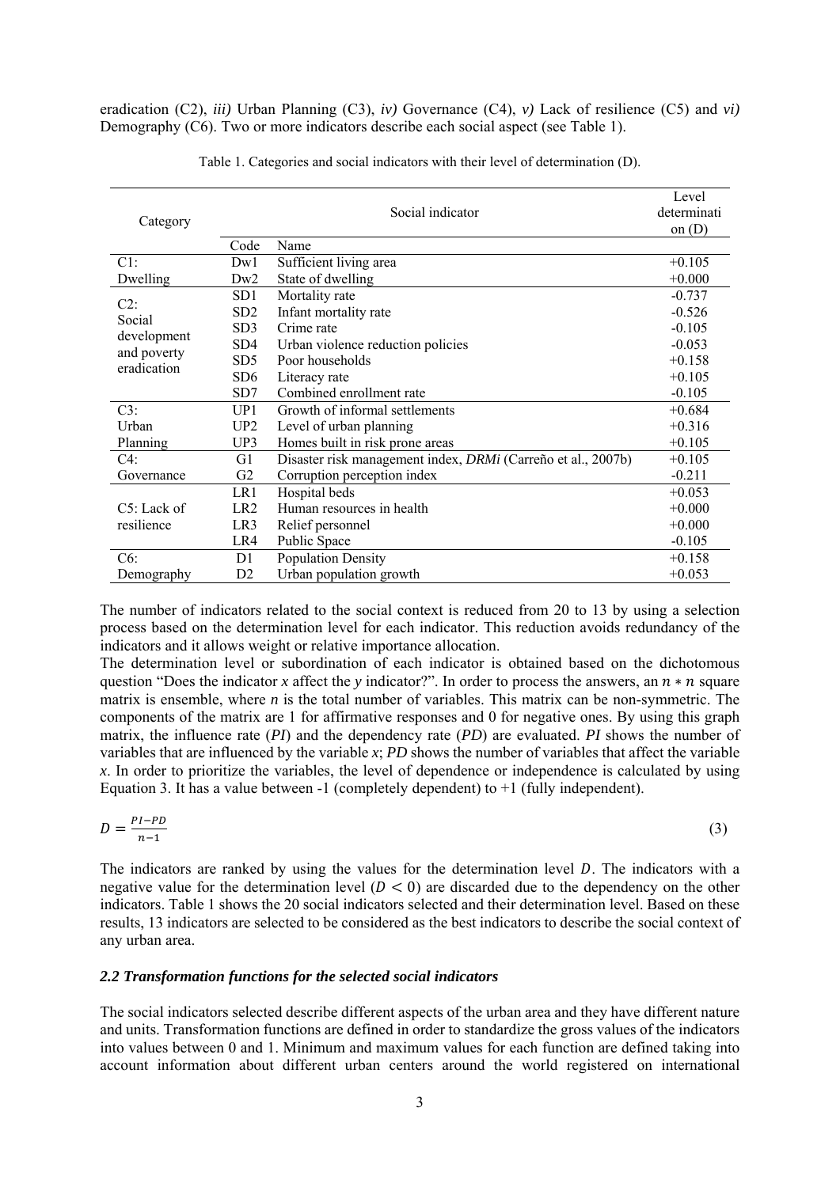eradication (C2), *iii)* Urban Planning (C3), *iv)* Governance (C4), *v)* Lack of resilience (C5) and *vi)* Demography (C6). Two or more indicators describe each social aspect (see Table 1).

Table 1. Categories and social indicators with their level of determination (D).

| Category | Social indicator | | Level determination (D) |
|---|---|---|---|
| | Code | Name | |
| C1: Dwelling | Dw1 | Sufficient living area | +0.105 |
| | Dw2 | State of dwelling | +0.000 |
| C2: Social development and poverty eradication | SD1 | Mortality rate | -0.737 |
| | SD2 | Infant mortality rate | -0.526 |
| | SD3 | Crime rate | -0.105 |
| | SD4 | Urban violence reduction policies | -0.053 |
| | SD5 | Poor households | +0.158 |
| | SD6 | Literacy rate | +0.105 |
| | SD7 | Combined enrollment rate | -0.105 |
| C3: Urban Planning | UP1 | Growth of informal settlements | +0.684 |
| | UP2 | Level of urban planning | +0.316 |
| | UP3 | Homes built in risk prone areas | +0.105 |
| C4: Governance | G1 | Disaster risk management index, *DRMi* (Carreño et al., 2007b) | +0.105 |
| | G2 | Corruption perception index | -0.211 |
| C5: Lack of resilience | LR1 | Hospital beds | +0.053 |
| | LR2 | Human resources in health | +0.000 |
| | LR3 | Relief personnel | +0.000 |
| | LR4 | Public Space | -0.105 |
| C6: Demography | D1 | Population Density | +0.158 |
| | D2 | Urban population growth | +0.053 |

The number of indicators related to the social context is reduced from 20 to 13 by using a selection process based on the determination level for each indicator. This reduction avoids redundancy of the indicators and it allows weight or relative importance allocation.

The determination level or subordination of each indicator is obtained based on the dichotomous question "Does the indicator *x* affect the *y* indicator?". In order to process the answers, an $n * n$ square matrix is ensemble, where *n* is the total number of variables. This matrix can be non-symmetric. The components of the matrix are 1 for affirmative responses and 0 for negative ones. By using this graph matrix, the influence rate (*PI*) and the dependency rate (*PD*) are evaluated. *PI* shows the number of variables that are influenced by the variable *x*; *PD* shows the number of variables that affect the variable *x*. In order to prioritize the variables, the level of dependence or independence is calculated by using Equation 3. It has a value between -1 (completely dependent) to +1 (fully independent).

$$D = \frac{PI - PD}{n - 1} \tag{3}$$

The indicators are ranked by using the values for the determination level $D$. The indicators with a negative value for the determination level ($D < 0$) are discarded due to the dependency on the other indicators. Table 1 shows the 20 social indicators selected and their determination level. Based on these results, 13 indicators are selected to be considered as the best indicators to describe the social context of any urban area.

### *2.2 Transformation functions for the selected social indicators*

The social indicators selected describe different aspects of the urban area and they have different nature and units. Transformation functions are defined in order to standardize the gross values of the indicators into values between 0 and 1. Minimum and maximum values for each function are defined taking into account information about different urban centers around the world registered on international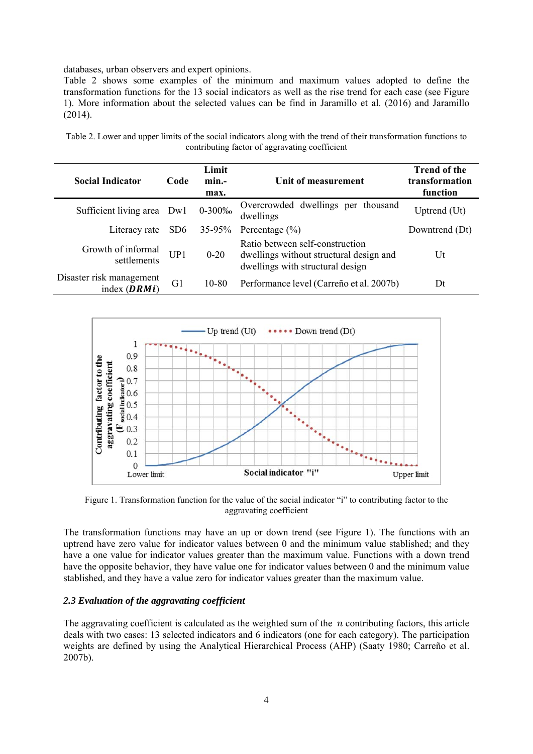databases, urban observers and expert opinions.

Table 2 shows some examples of the minimum and maximum values adopted to define the transformation functions for the 13 social indicators as well as the rise trend for each case (see Figure 1). More information about the selected values can be find in Jaramillo et al. (2016) and Jaramillo (2014).

Table 2. Lower and upper limits of the social indicators along with the trend of their transformation functions to contributing factor of aggravating coefficient

| Social Indicator | Code | Limit min.-max. | Unit of measurement | Trend of the transformation function |
|---|---|---|---|---|
| Sufficient living area | Dw1 | 0-300‰ | Overcrowded dwellings per thousand dwellings | Uptrend (Ut) |
| Literacy rate | SD6 | 35-95% | Percentage (%) | Downtrend (Dt) |
| Growth of informal settlements | UP1 | 0-20 | Ratio between self-construction dwellings without structural design and dwellings with structural design | Ut |
| Disaster risk management index (***DRMi***) | G1 | 10-80 | Performance level (Carreño et al. 2007b) | Dt |

Figure 1. Transformation function for the value of the social indicator "i" to contributing factor to the aggravating coefficient

The transformation functions may have an up or down trend (see Figure 1). The functions with an uptrend have zero value for indicator values between 0 and the minimum value stablished; and they have a one value for indicator values greater than the maximum value. Functions with a down trend have the opposite behavior, they have value one for indicator values between 0 and the minimum value stablished, and they have a value zero for indicator values greater than the maximum value.

### 2.3 Evaluation of the aggravating coefficient

The aggravating coefficient is calculated as the weighted sum of the $n$ contributing factors, this article deals with two cases: 13 selected indicators and 6 indicators (one for each category). The participation weights are defined by using the Analytical Hierarchical Process (AHP) (Saaty 1980; Carreño et al. 2007b).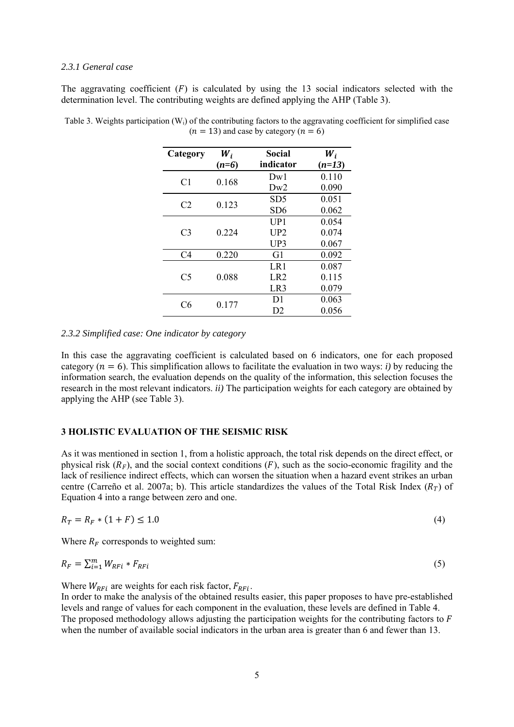*2.3.1 General case*

The aggravating coefficient ($F$) is calculated by using the 13 social indicators selected with the determination level. The contributing weights are defined applying the AHP (Table 3).

Table 3. Weights participation ($W_i$) of the contributing factors to the aggravating coefficient for simplified case ($n = 13$) and case by category ($n = 6$)

| Category | $W_i$ (*n=6*) | Social indicator | $W_i$ (*n=13*) |
|---|---|---|---|
| C1 | 0.168 | Dw1 | 0.110 |
| | | Dw2 | 0.090 |
| C2 | 0.123 | SD5 | 0.051 |
| | | SD6 | 0.062 |
| C3 | 0.224 | UP1 | 0.054 |
| | | UP2 | 0.074 |
| | | UP3 | 0.067 |
| C4 | 0.220 | G1 | 0.092 |
| C5 | 0.088 | LR1 | 0.087 |
| | | LR2 | 0.115 |
| | | LR3 | 0.079 |
| C6 | 0.177 | D1 | 0.063 |
| | | D2 | 0.056 |

*2.3.2 Simplified case: One indicator by category*

In this case the aggravating coefficient is calculated based on 6 indicators, one for each proposed category ($n = 6$). This simplification allows to facilitate the evaluation in two ways: *i)* by reducing the information search, the evaluation depends on the quality of the information, this selection focuses the research in the most relevant indicators. *ii)* The participation weights for each category are obtained by applying the AHP (see Table 3).

## 3 HOLISTIC EVALUATION OF THE SEISMIC RISK

As it was mentioned in section 1, from a holistic approach, the total risk depends on the direct effect, or physical risk ($R_F$), and the social context conditions ($F$), such as the socio-economic fragility and the lack of resilience indirect effects, which can worsen the situation when a hazard event strikes an urban centre (Carreño et al. 2007a; b). This article standardizes the values of the Total Risk Index ($R_T$) of Equation 4 into a range between zero and one.

$$R_T = R_F * (1 + F) \leq 1.0 \tag{4}$$

Where $R_F$ corresponds to weighted sum:

$$R_F = \sum_{i=1}^{m} W_{RFi} * F_{RFi} \tag{5}$$

Where $W_{RFi}$ are weights for each risk factor, $F_{RFi}$.

In order to make the analysis of the obtained results easier, this paper proposes to have pre-established levels and range of values for each component in the evaluation, these levels are defined in Table 4.

The proposed methodology allows adjusting the participation weights for the contributing factors to $F$ when the number of available social indicators in the urban area is greater than 6 and fewer than 13.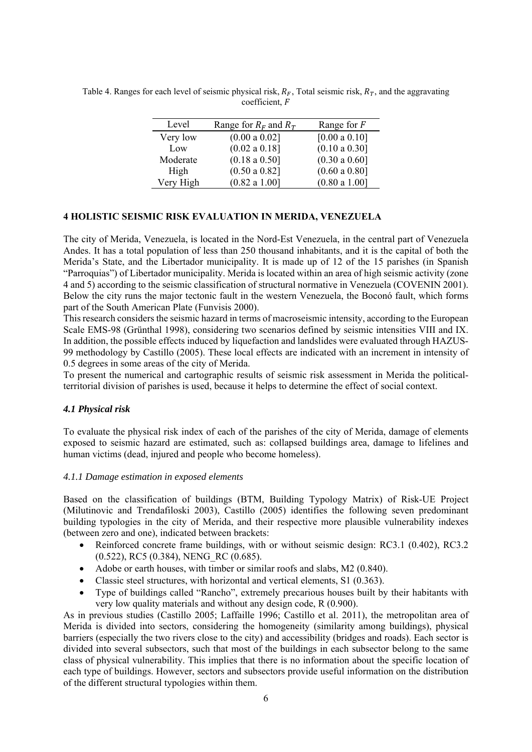Table 4. Ranges for each level of seismic physical risk, $R_F$, Total seismic risk, $R_T$, and the aggravating coefficient, $F$

| Level | Range for $R_F$ and $R_T$ | Range for $F$ |
|---|---|---|
| Very low | (0.00 a 0.02] | [0.00 a 0.10] |
| Low | (0.02 a 0.18] | (0.10 a 0.30] |
| Moderate | (0.18 a 0.50] | (0.30 a 0.60] |
| High | (0.50 a 0.82] | (0.60 a 0.80] |
| Very High | (0.82 a 1.00] | (0.80 a 1.00] |

## 4 HOLISTIC SEISMIC RISK EVALUATION IN MERIDA, VENEZUELA

The city of Merida, Venezuela, is located in the Nord-Est Venezuela, in the central part of Venezuela Andes. It has a total population of less than 250 thousand inhabitants, and it is the capital of both the Merida's State, and the Libertador municipality. It is made up of 12 of the 15 parishes (in Spanish "Parroquias") of Libertador municipality. Merida is located within an area of high seismic activity (zone 4 and 5) according to the seismic classification of structural normative in Venezuela (COVENIN 2001). Below the city runs the major tectonic fault in the western Venezuela, the Boconó fault, which forms part of the South American Plate (Funvisis 2000).

This research considers the seismic hazard in terms of macroseismic intensity, according to the European Scale EMS-98 (Grünthal 1998), considering two scenarios defined by seismic intensities VIII and IX. In addition, the possible effects induced by liquefaction and landslides were evaluated through HAZUS-99 methodology by Castillo (2005). These local effects are indicated with an increment in intensity of 0.5 degrees in some areas of the city of Merida.

To present the numerical and cartographic results of seismic risk assessment in Merida the political-territorial division of parishes is used, because it helps to determine the effect of social context.

### *4.1 Physical risk*

To evaluate the physical risk index of each of the parishes of the city of Merida, damage of elements exposed to seismic hazard are estimated, such as: collapsed buildings area, damage to lifelines and human victims (dead, injured and people who become homeless).

#### *4.1.1 Damage estimation in exposed elements*

Based on the classification of buildings (BTM, Building Typology Matrix) of Risk-UE Project (Milutinovic and Trendafiloski 2003), Castillo (2005) identifies the following seven predominant building typologies in the city of Merida, and their respective more plausible vulnerability indexes (between zero and one), indicated between brackets:

- Reinforced concrete frame buildings, with or without seismic design: RC3.1 (0.402), RC3.2 (0.522), RC5 (0.384), NENG_RC (0.685).
- Adobe or earth houses, with timber or similar roofs and slabs, M2 (0.840).
- Classic steel structures, with horizontal and vertical elements, S1 (0.363).
- Type of buildings called "Rancho", extremely precarious houses built by their habitants with very low quality materials and without any design code, R (0.900).

As in previous studies (Castillo 2005; Laffaille 1996; Castillo et al. 2011), the metropolitan area of Merida is divided into sectors, considering the homogeneity (similarity among buildings), physical barriers (especially the two rivers close to the city) and accessibility (bridges and roads). Each sector is divided into several subsectors, such that most of the buildings in each subsector belong to the same class of physical vulnerability. This implies that there is no information about the specific location of each type of buildings. However, sectors and subsectors provide useful information on the distribution of the different structural typologies within them.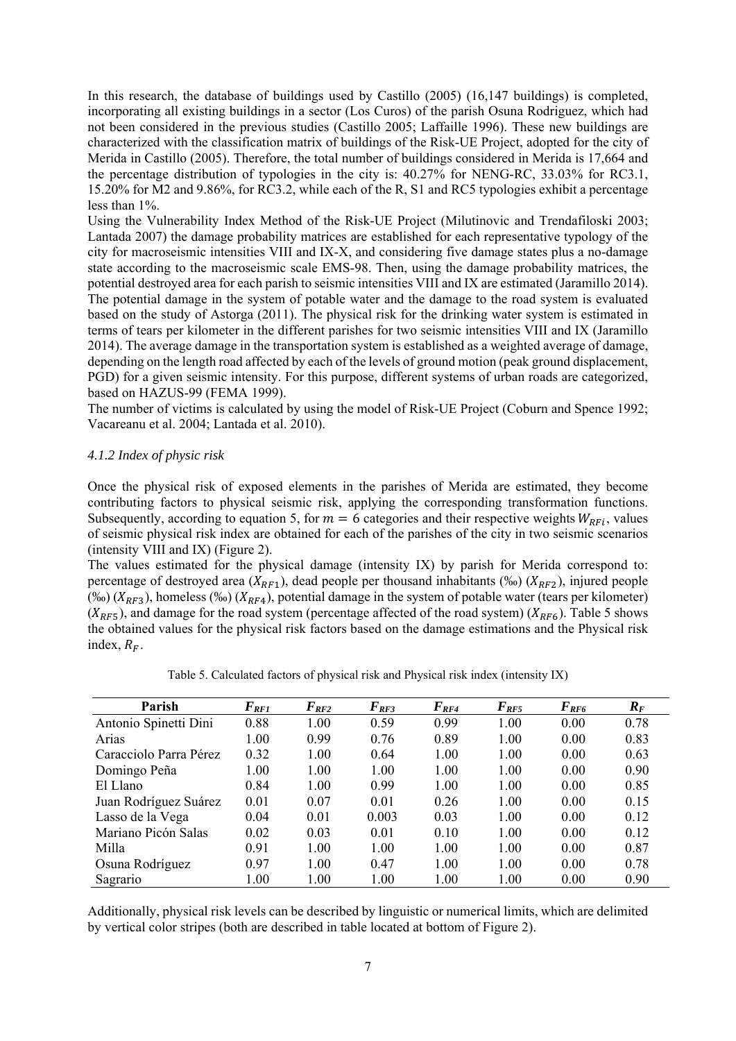In this research, the database of buildings used by Castillo (2005) (16,147 buildings) is completed, incorporating all existing buildings in a sector (Los Curos) of the parish Osuna Rodriguez, which had not been considered in the previous studies (Castillo 2005; Laffaille 1996). These new buildings are characterized with the classification matrix of buildings of the Risk-UE Project, adopted for the city of Merida in Castillo (2005). Therefore, the total number of buildings considered in Merida is 17,664 and the percentage distribution of typologies in the city is: 40.27% for NENG-RC, 33.03% for RC3.1, 15.20% for M2 and 9.86%, for RC3.2, while each of the R, S1 and RC5 typologies exhibit a percentage less than 1%.

Using the Vulnerability Index Method of the Risk-UE Project (Milutinovic and Trendafiloski 2003; Lantada 2007) the damage probability matrices are established for each representative typology of the city for macroseismic intensities VIII and IX-X, and considering five damage states plus a no-damage state according to the macroseismic scale EMS-98. Then, using the damage probability matrices, the potential destroyed area for each parish to seismic intensities VIII and IX are estimated (Jaramillo 2014). The potential damage in the system of potable water and the damage to the road system is evaluated based on the study of Astorga (2011). The physical risk for the drinking water system is estimated in terms of tears per kilometer in the different parishes for two seismic intensities VIII and IX (Jaramillo 2014). The average damage in the transportation system is established as a weighted average of damage, depending on the length road affected by each of the levels of ground motion (peak ground displacement, PGD) for a given seismic intensity. For this purpose, different systems of urban roads are categorized, based on HAZUS-99 (FEMA 1999).

The number of victims is calculated by using the model of Risk-UE Project (Coburn and Spence 1992; Vacareanu et al. 2004; Lantada et al. 2010).

### *4.1.2 Index of physic risk*

Once the physical risk of exposed elements in the parishes of Merida are estimated, they become contributing factors to physical seismic risk, applying the corresponding transformation functions. Subsequently, according to equation 5, for $m = 6$ categories and their respective weights $W_{RFi}$, values of seismic physical risk index are obtained for each of the parishes of the city in two seismic scenarios (intensity VIII and IX) (Figure 2).

The values estimated for the physical damage (intensity IX) by parish for Merida correspond to: percentage of destroyed area ($X_{RF1}$), dead people per thousand inhabitants (‰) ($X_{RF2}$), injured people (‰) ($X_{RF3}$), homeless (‰) ($X_{RF4}$), potential damage in the system of potable water (tears per kilometer) ($X_{RF5}$), and damage for the road system (percentage affected of the road system) ($X_{RF6}$). Table 5 shows the obtained values for the physical risk factors based on the damage estimations and the Physical risk index, $R_F$.

Table 5. Calculated factors of physical risk and Physical risk index (intensity IX)

| Parish | $F_{RF1}$ | $F_{RF2}$ | $F_{RF3}$ | $F_{RF4}$ | $F_{RF5}$ | $F_{RF6}$ | $R_F$ |
|---|---|---|---|---|---|---|---|
| Antonio Spinetti Dini | 0.88 | 1.00 | 0.59 | 0.99 | 1.00 | 0.00 | 0.78 |
| Arias | 1.00 | 0.99 | 0.76 | 0.89 | 1.00 | 0.00 | 0.83 |
| Caracciolo Parra Pérez | 0.32 | 1.00 | 0.64 | 1.00 | 1.00 | 0.00 | 0.63 |
| Domingo Peña | 1.00 | 1.00 | 1.00 | 1.00 | 1.00 | 0.00 | 0.90 |
| El Llano | 0.84 | 1.00 | 0.99 | 1.00 | 1.00 | 0.00 | 0.85 |
| Juan Rodríguez Suárez | 0.01 | 0.07 | 0.01 | 0.26 | 1.00 | 0.00 | 0.15 |
| Lasso de la Vega | 0.04 | 0.01 | 0.003 | 0.03 | 1.00 | 0.00 | 0.12 |
| Mariano Picón Salas | 0.02 | 0.03 | 0.01 | 0.10 | 1.00 | 0.00 | 0.12 |
| Milla | 0.91 | 1.00 | 1.00 | 1.00 | 1.00 | 0.00 | 0.87 |
| Osuna Rodríguez | 0.97 | 1.00 | 0.47 | 1.00 | 1.00 | 0.00 | 0.78 |
| Sagrario | 1.00 | 1.00 | 1.00 | 1.00 | 1.00 | 0.00 | 0.90 |

Additionally, physical risk levels can be described by linguistic or numerical limits, which are delimited by vertical color stripes (both are described in table located at bottom of Figure 2).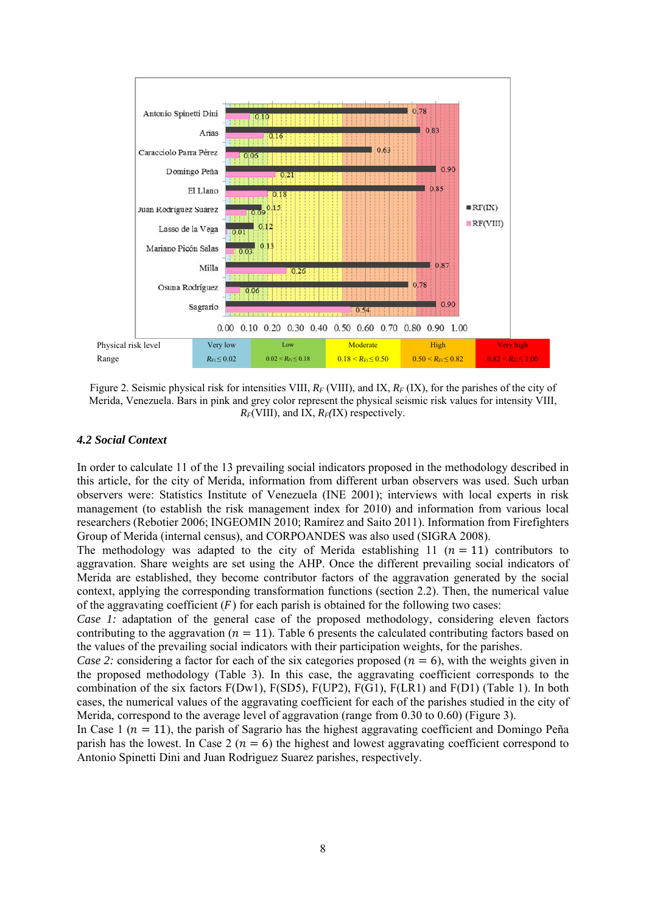Figure 2. Seismic physical risk for intensities VIII, $R_F$ (VIII), and IX, $R_F$ (IX), for the parishes of the city of Merida, Venezuela. Bars in pink and grey color represent the physical seismic risk values for intensity VIII, $R_F$(VIII), and IX, $R_F$(IX) respectively.

### 4.2 Social Context

In order to calculate 11 of the 13 prevailing social indicators proposed in the methodology described in this article, for the city of Merida, information from different urban observers was used. Such urban observers were: Statistics Institute of Venezuela (INE 2001); interviews with local experts in risk management (to establish the risk management index for 2010) and information from various local researchers (Rebotier 2006; INGEOMIN 2010; Ramírez and Saito 2011). Information from Firefighters Group of Merida (internal census), and CORPOANDES was also used (SIGRA 2008).

The methodology was adapted to the city of Merida establishing 11 ($n = 11$) contributors to aggravation. Share weights are set using the AHP. Once the different prevailing social indicators of Merida are established, they become contributor factors of the aggravation generated by the social context, applying the corresponding transformation functions (section 2.2). Then, the numerical value of the aggravating coefficient ($F$) for each parish is obtained for the following two cases:

*Case 1:* adaptation of the general case of the proposed methodology, considering eleven factors contributing to the aggravation ($n = 11$). Table 6 presents the calculated contributing factors based on the values of the prevailing social indicators with their participation weights, for the parishes.

*Case 2:* considering a factor for each of the six categories proposed ($n = 6$), with the weights given in the proposed methodology (Table 3). In this case, the aggravating coefficient corresponds to the combination of the six factors F(Dw1), F(SD5), F(UP2), F(G1), F(LR1) and F(D1) (Table 1). In both cases, the numerical values of the aggravating coefficient for each of the parishes studied in the city of Merida, correspond to the average level of aggravation (range from 0.30 to 0.60) (Figure 3).

In Case 1 ($n = 11$), the parish of Sagrario has the highest aggravating coefficient and Domingo Peña parish has the lowest. In Case 2 ($n = 6$) the highest and lowest aggravating coefficient correspond to Antonio Spinetti Dini and Juan Rodriguez Suarez parishes, respectively.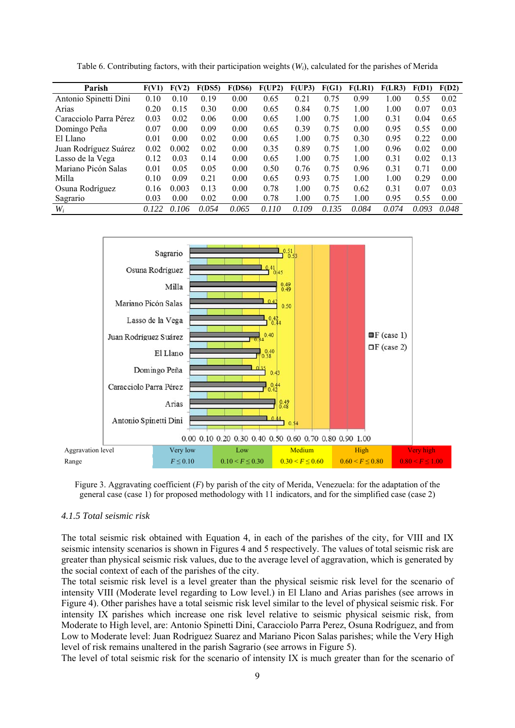Table 6. Contributing factors, with their participation weights ($W_i$), calculated for the parishes of Merida

| Parish | F(V1) | F(V2) | F(DS5) | F(DS6) | F(UP2) | F(UP3) | F(G1) | F(LR1) | F(LR3) | F(D1) | F(D2) |
|---|---|---|---|---|---|---|---|---|---|---|---|
| Antonio Spinetti Dini | 0.10 | 0.10 | 0.19 | 0.00 | 0.65 | 0.21 | 0.75 | 0.99 | 1.00 | 0.55 | 0.02 |
| Arias | 0.20 | 0.15 | 0.30 | 0.00 | 0.65 | 0.84 | 0.75 | 1.00 | 1.00 | 0.07 | 0.03 |
| Caracciolo Parra Pérez | 0.03 | 0.02 | 0.06 | 0.00 | 0.65 | 1.00 | 0.75 | 1.00 | 0.31 | 0.04 | 0.65 |
| Domingo Peña | 0.07 | 0.00 | 0.09 | 0.00 | 0.65 | 0.39 | 0.75 | 0.00 | 0.95 | 0.55 | 0.00 |
| El Llano | 0.01 | 0.00 | 0.02 | 0.00 | 0.65 | 1.00 | 0.75 | 0.30 | 0.95 | 0.22 | 0.00 |
| Juan Rodríguez Suárez | 0.02 | 0.002 | 0.02 | 0.00 | 0.35 | 0.89 | 0.75 | 1.00 | 0.96 | 0.02 | 0.00 |
| Lasso de la Vega | 0.12 | 0.03 | 0.14 | 0.00 | 0.65 | 1.00 | 0.75 | 1.00 | 0.31 | 0.02 | 0.13 |
| Mariano Picón Salas | 0.01 | 0.05 | 0.05 | 0.00 | 0.50 | 0.76 | 0.75 | 0.96 | 0.31 | 0.71 | 0.00 |
| Milla | 0.10 | 0.09 | 0.21 | 0.00 | 0.65 | 0.93 | 0.75 | 1.00 | 1.00 | 0.29 | 0.00 |
| Osuna Rodríguez | 0.16 | 0.003 | 0.13 | 0.00 | 0.78 | 1.00 | 0.75 | 0.62 | 0.31 | 0.07 | 0.03 |
| Sagrario | 0.03 | 0.00 | 0.02 | 0.00 | 0.78 | 1.00 | 0.75 | 1.00 | 0.95 | 0.55 | 0.00 |
| $W_i$ | *0.122* | *0.106* | *0.054* | *0.065* | *0.110* | *0.109* | *0.135* | *0.084* | *0.074* | *0.093* | *0.048* |

| Aggravation level | Very low | Low | Medium | High | Very high |
|---|---|---|---|---|---|
| Range | $F \leq 0.10$ | $0.10 < F \leq 0.30$ | $0.30 < F \leq 0.60$ | $0.60 < F \leq 0.80$ | $0.80 < F \leq 1.00$ |

Figure 3. Aggravating coefficient ($F$) by parish of the city of Merida, Venezuela: for the adaptation of the general case (case 1) for proposed methodology with 11 indicators, and for the simplified case (case 2)

#### 4.1.5 Total seismic risk

The total seismic risk obtained with Equation 4, in each of the parishes of the city, for VIII and IX seismic intensity scenarios is shown in Figures 4 and 5 respectively. The values of total seismic risk are greater than physical seismic risk values, due to the average level of aggravation, which is generated by the social context of each of the parishes of the city.

The total seismic risk level is a level greater than the physical seismic risk level for the scenario of intensity VIII (Moderate level regarding to Low level.) in El Llano and Arias parishes (see arrows in Figure 4). Other parishes have a total seismic risk level similar to the level of physical seismic risk. For intensity IX parishes which increase one risk level relative to seismic physical seismic risk, from Moderate to High level, are: Antonio Spinetti Dini, Caracciolo Parra Perez, Osuna Rodríguez, and from Low to Moderate level: Juan Rodriguez Suarez and Mariano Picon Salas parishes; while the Very High level of risk remains unaltered in the parish Sagrario (see arrows in Figure 5).

The level of total seismic risk for the scenario of intensity IX is much greater than for the scenario of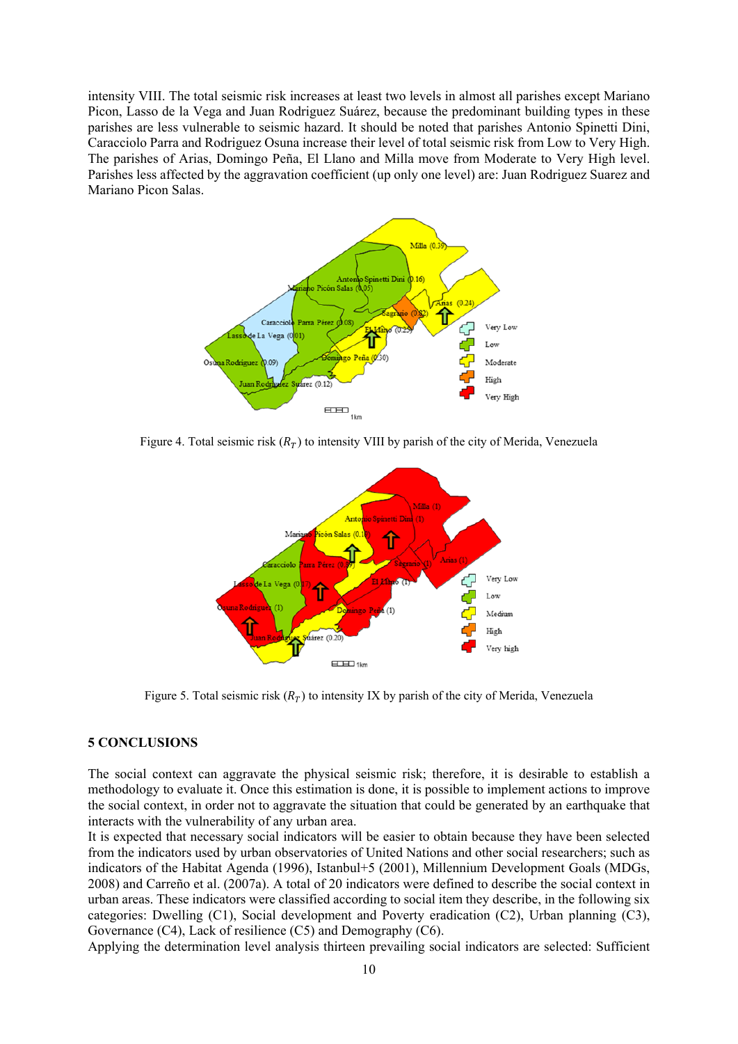intensity VIII. The total seismic risk increases at least two levels in almost all parishes except Mariano Picon, Lasso de la Vega and Juan Rodriguez Suárez, because the predominant building types in these parishes are less vulnerable to seismic hazard. It should be noted that parishes Antonio Spinetti Dini, Caracciolo Parra and Rodriguez Osuna increase their level of total seismic risk from Low to Very High. The parishes of Arias, Domingo Peña, El Llano and Milla move from Moderate to Very High level. Parishes less affected by the aggravation coefficient (up only one level) are: Juan Rodriguez Suarez and Mariano Picon Salas.

Figure 4. Total seismic risk ($R_T$) to intensity VIII by parish of the city of Merida, Venezuela

Figure 5. Total seismic risk ($R_T$) to intensity IX by parish of the city of Merida, Venezuela

## 5 CONCLUSIONS

The social context can aggravate the physical seismic risk; therefore, it is desirable to establish a methodology to evaluate it. Once this estimation is done, it is possible to implement actions to improve the social context, in order not to aggravate the situation that could be generated by an earthquake that interacts with the vulnerability of any urban area.

It is expected that necessary social indicators will be easier to obtain because they have been selected from the indicators used by urban observatories of United Nations and other social researchers; such as indicators of the Habitat Agenda (1996), Istanbul+5 (2001), Millennium Development Goals (MDGs, 2008) and Carreño et al. (2007a). A total of 20 indicators were defined to describe the social context in urban areas. These indicators were classified according to social item they describe, in the following six categories: Dwelling (C1), Social development and Poverty eradication (C2), Urban planning (C3), Governance (C4), Lack of resilience (C5) and Demography (C6).

Applying the determination level analysis thirteen prevailing social indicators are selected: Sufficient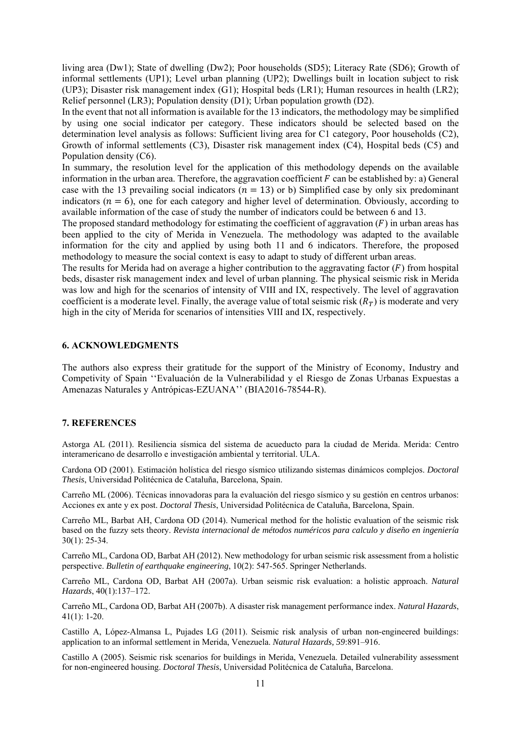living area (Dw1); State of dwelling (Dw2); Poor households (SD5); Literacy Rate (SD6); Growth of informal settlements (UP1); Level urban planning (UP2); Dwellings built in location subject to risk (UP3); Disaster risk management index (G1); Hospital beds (LR1); Human resources in health (LR2); Relief personnel (LR3); Population density (D1); Urban population growth (D2).

In the event that not all information is available for the 13 indicators, the methodology may be simplified by using one social indicator per category. These indicators should be selected based on the determination level analysis as follows: Sufficient living area for C1 category, Poor households (C2), Growth of informal settlements (C3), Disaster risk management index (C4), Hospital beds (C5) and Population density (C6).

In summary, the resolution level for the application of this methodology depends on the available information in the urban area. Therefore, the aggravation coefficient $F$ can be established by: a) General case with the 13 prevailing social indicators ($n = 13$) or b) Simplified case by only six predominant indicators ($n = 6$), one for each category and higher level of determination. Obviously, according to available information of the case of study the number of indicators could be between 6 and 13.

The proposed standard methodology for estimating the coefficient of aggravation ($F$) in urban areas has been applied to the city of Merida in Venezuela. The methodology was adapted to the available information for the city and applied by using both 11 and 6 indicators. Therefore, the proposed methodology to measure the social context is easy to adapt to study of different urban areas.

The results for Merida had on average a higher contribution to the aggravating factor ($F$) from hospital beds, disaster risk management index and level of urban planning. The physical seismic risk in Merida was low and high for the scenarios of intensity of VIII and IX, respectively. The level of aggravation coefficient is a moderate level. Finally, the average value of total seismic risk ($R_T$) is moderate and very high in the city of Merida for scenarios of intensities VIII and IX, respectively.

## 6. ACKNOWLEDGMENTS

The authors also express their gratitude for the support of the Ministry of Economy, Industry and Competivity of Spain ''Evaluación de la Vulnerabilidad y el Riesgo de Zonas Urbanas Expuestas a Amenazas Naturales y Antrópicas-EZUANA'' (BIA2016-78544-R).

## 7. REFERENCES

Astorga AL (2011). Resiliencia sísmica del sistema de acueducto para la ciudad de Merida. Merida: Centro interamericano de desarrollo e investigación ambiental y territorial. ULA.

Cardona OD (2001). Estimación holística del riesgo sísmico utilizando sistemas dinámicos complejos. *Doctoral Thesis*, Universidad Politécnica de Cataluña, Barcelona, Spain.

Carreño ML (2006). Técnicas innovadoras para la evaluación del riesgo sísmico y su gestión en centros urbanos: Acciones ex ante y ex post. *Doctoral Thesis*, Universidad Politécnica de Cataluña, Barcelona, Spain.

Carreño ML, Barbat AH, Cardona OD (2014). Numerical method for the holistic evaluation of the seismic risk based on the fuzzy sets theory. *Revista internacional de métodos numéricos para calculo y diseño en ingeniería* 30(1): 25-34.

Carreño ML, Cardona OD, Barbat AH (2012). New methodology for urban seismic risk assessment from a holistic perspective. *Bulletin of earthquake engineering*, 10(2): 547-565. Springer Netherlands.

Carreño ML, Cardona OD, Barbat AH (2007a). Urban seismic risk evaluation: a holistic approach. *Natural Hazards*, 40(1):137–172.

Carreño ML, Cardona OD, Barbat AH (2007b). A disaster risk management performance index. *Natural Hazards*, 41(1): 1-20.

Castillo A, López-Almansa L, Pujades LG (2011). Seismic risk analysis of urban non-engineered buildings: application to an informal settlement in Merida, Venezuela. *Natural Hazards, 59*:891–916.

Castillo A (2005). Seismic risk scenarios for buildings in Merida, Venezuela. Detailed vulnerability assessment for non-engineered housing. *Doctoral Thesis*, Universidad Politécnica de Cataluña, Barcelona.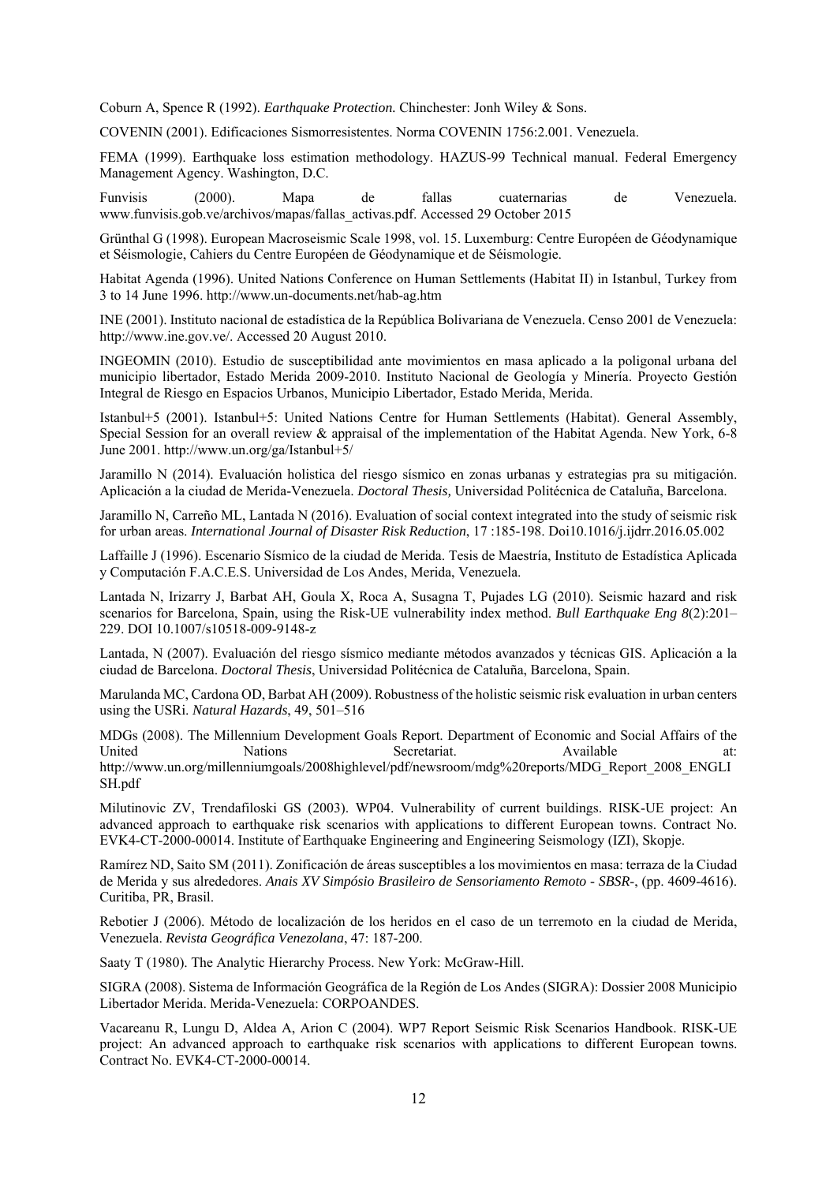Coburn A, Spence R (1992). *Earthquake Protection.* Chinchester: Jonh Wiley & Sons.

COVENIN (2001). Edificaciones Sismorresistentes. Norma COVENIN 1756:2.001. Venezuela.

FEMA (1999). Earthquake loss estimation methodology. HAZUS-99 Technical manual. Federal Emergency Management Agency. Washington, D.C.

Funvisis (2000). Mapa de fallas cuaternarias de Venezuela. www.funvisis.gob.ve/archivos/mapas/fallas_activas.pdf. Accessed 29 October 2015

Grünthal G (1998). European Macroseismic Scale 1998, vol. 15. Luxemburg: Centre Européén de Géodynamique et Séismologie, Cahiers du Centre Européen de Géodynamique et de Séismologie.

Habitat Agenda (1996). United Nations Conference on Human Settlements (Habitat II) in Istanbul, Turkey from 3 to 14 June 1996. http://www.un-documents.net/hab-ag.htm

INE (2001). Instituto nacional de estadística de la República Bolivariana de Venezuela. Censo 2001 de Venezuela: http://www.ine.gov.ve/. Accessed 20 August 2010.

INGEOMIN (2010). Estudio de susceptibilidad ante movimientos en masa aplicado a la poligonal urbana del municipio libertador, Estado Merida 2009-2010. Instituto Nacional de Geología y Minería. Proyecto Gestión Integral de Riesgo en Espacios Urbanos, Municipio Libertador, Estado Merida, Merida.

Istanbul+5 (2001). Istanbul+5: United Nations Centre for Human Settlements (Habitat). General Assembly, Special Session for an overall review & appraisal of the implementation of the Habitat Agenda. New York, 6-8 June 2001. http://www.un.org/ga/Istanbul+5/

Jaramillo N (2014). Evaluación holistica del riesgo sísmico en zonas urbanas y estrategias pra su mitigación. Aplicación a la ciudad de Merida-Venezuela. *Doctoral Thesis,* Universidad Politécnica de Cataluña, Barcelona.

Jaramillo N, Carreño ML, Lantada N (2016). Evaluation of social context integrated into the study of seismic risk for urban areas. *International Journal of Disaster Risk Reduction*, 17 :185-198. Doi10.1016/j.ijdrr.2016.05.002

Laffaille J (1996). Escenario Sísmico de la ciudad de Merida. Tesis de Maestría, Instituto de Estadística Aplicada y Computación F.A.C.E.S. Universidad de Los Andes, Merida, Venezuela.

Lantada N, Irizarry J, Barbat AH, Goula X, Roca A, Susagna T, Pujades LG (2010). Seismic hazard and risk scenarios for Barcelona, Spain, using the Risk-UE vulnerability index method. *Bull Earthquake Eng 8*(2):201–229. DOI 10.1007/s10518-009-9148-z

Lantada, N (2007). Evaluación del riesgo sísmico mediante métodos avanzados y técnicas GIS. Aplicación a la ciudad de Barcelona. *Doctoral Thesis*, Universidad Politécnica de Cataluña, Barcelona, Spain.

Marulanda MC, Cardona OD, Barbat AH (2009). Robustness of the holistic seismic risk evaluation in urban centers using the USRi. *Natural Hazards*, 49, 501–516

MDGs (2008). The Millennium Development Goals Report. Department of Economic and Social Affairs of the United Nations Secretariat. Available at: http://www.un.org/millenniumgoals/2008highlevel/pdf/newsroom/mdg%20reports/MDG_Report_2008_ENGLISH.pdf

Milutinovic ZV, Trendafiloski GS (2003). WP04. Vulnerability of current buildings. RISK-UE project: An advanced approach to earthquake risk scenarios with applications to different European towns. Contract No. EVK4-CT-2000-00014. Institute of Earthquake Engineering and Engineering Seismology (IZI), Skopje.

Ramírez ND, Saito SM (2011). Zonificación de áreas susceptibles a los movimientos en masa: terraza de la Ciudad de Merida y sus alrededores. *Anais XV Simpósio Brasileiro de Sensoriamento Remoto - SBSR-*, (pp. 4609-4616). Curitiba, PR, Brasil.

Rebotier J (2006). Método de localización de los heridos en el caso de un terremoto en la ciudad de Merida, Venezuela. *Revista Geográfica Venezolana*, 47: 187-200.

Saaty T (1980). The Analytic Hierarchy Process. New York: McGraw-Hill.

SIGRA (2008). Sistema de Información Geográfica de la Región de Los Andes (SIGRA): Dossier 2008 Municipio Libertador Merida. Merida-Venezuela: CORPOANDES.

Vacareanu R, Lungu D, Aldea A, Arion C (2004). WP7 Report Seismic Risk Scenarios Handbook. RISK-UE project: An advanced approach to earthquake risk scenarios with applications to different European towns. Contract No. EVK4-CT-2000-00014.